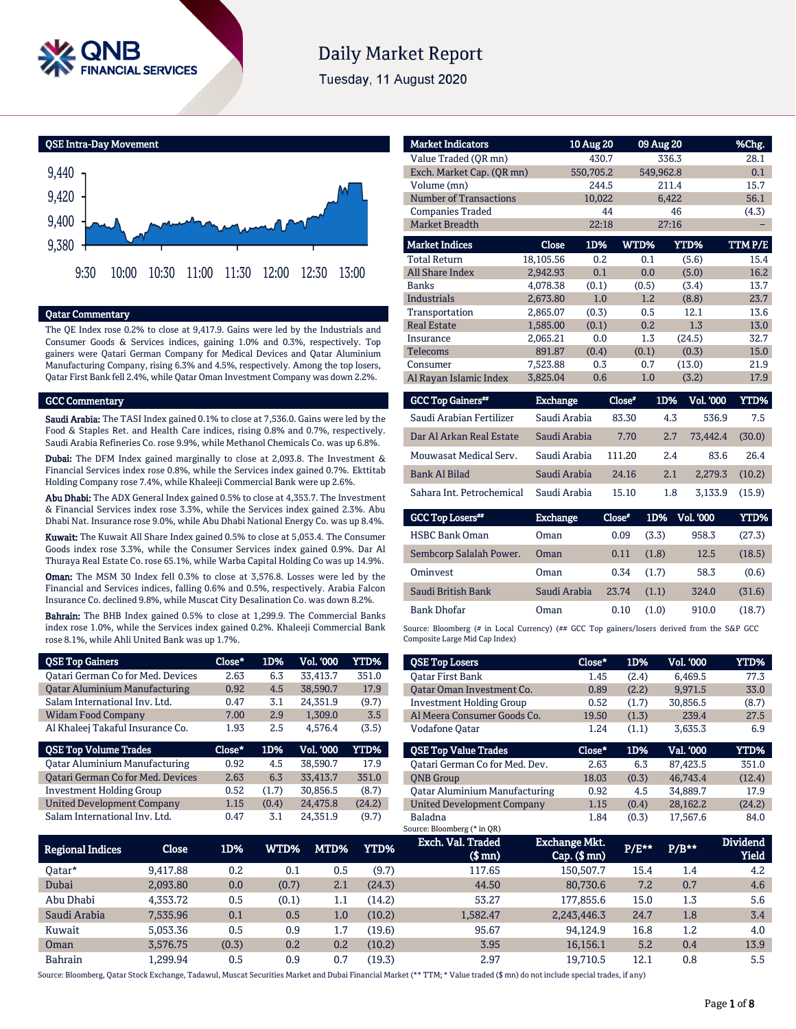# Daily Market Report

Tuesday, 11 August 2020

## QSE Intra-Day Movement

## Qatar Commentary

The QE Index rose 0.2% to close at 9,417.9. Gains were led by the Industrials and Consumer Goods & Services indices, gaining 1.0% and 0.3%, respectively. Top gainers were Qatari German Company for Medical Devices and Qatar Aluminium Manufacturing Company, rising 6.3% and 4.5%, respectively. Among the top losers, Qatar First Bank fell 2.4%, while Qatar Oman Investment Company was down 2.2%.

## GCC Commentary

**Saudi Arabia:** The TASI Index gained 0.1% to close at 7,536.0. Gains were led by the Food & Staples Ret. and Health Care indices, rising 0.8% and 0.7%, respectively. Saudi Arabia Refineries Co. rose 9.9%, while Methanol Chemicals Co. was up 6.8%.

**Dubai:** The DFM Index gained marginally to close at 2,093.8. The Investment & Financial Services index rose 0.8%, while the Services index gained 0.7%. Ekttitab Holding Company rose 7.4%, while Khaleeji Commercial Bank were up 2.6%.

**Abu Dhabi:** The ADX General Index gained 0.5% to close at 4,353.7. The Investment & Financial Services index rose 3.3%, while the Services index gained 2.3%. Abu Dhabi Nat. Insurance rose 9.0%, while Abu Dhabi National Energy Co. was up 8.4%.

**Kuwait:** The Kuwait All Share Index gained 0.5% to close at 5,053.4. The Consumer Goods index rose 3.3%, while the Consumer Services index gained 0.9%. Dar Al Thuraya Real Estate Co. rose 65.1%, while Warba Capital Holding Co was up 14.9%.

**Oman:** The MSM 30 Index fell 0.3% to close at 3,576.8. Losses were led by the Financial and Services indices, falling 0.6% and 0.5%, respectively. Arabia Falcon Insurance Co. declined 9.8%, while Muscat City Desalination Co. was down 8.2%.

**Bahrain:** The BHB Index gained 0.5% to close at 1,299.9. The Commercial Banks index rose 1.0%, while the Services index gained 0.2%. Khaleeji Commercial Bank rose 8.1%, while Ahli United Bank was up 1.7%.

| Market Indicators | 10 Aug 20 | 09 Aug 20 | %Chg. |
|---|---|---|---|
| Value Traded (QR mn) | 430.7 | 336.3 | 28.1 |
| Exch. Market Cap. (QR mn) | 550,705.2 | 549,962.8 | 0.1 |
| Volume (mn) | 244.5 | 211.4 | 15.7 |
| Number of Transactions | 10,022 | 6,422 | 56.1 |
| Companies Traded | 44 | 46 | (4.3) |
| Market Breadth | 22:18 | 27:16 | – |

| Market Indices | Close | 1D% | WTD% | YTD% | TTM P/E |
|---|---|---|---|---|---|
| Total Return | 18,105.56 | 0.2 | 0.1 | (5.6) | 15.4 |
| All Share Index | 2,942.93 | 0.1 | 0.0 | (5.0) | 16.2 |
| Banks | 4,078.38 | (0.1) | (0.5) | (3.4) | 13.7 |
| Industrials | 2,673.80 | 1.0 | 1.2 | (8.8) | 23.7 |
| Transportation | 2,865.07 | (0.3) | 0.5 | 12.1 | 13.6 |
| Real Estate | 1,585.00 | (0.1) | 0.2 | 1.3 | 13.0 |
| Insurance | 2,065.21 | 0.0 | 1.3 | (24.5) | 32.7 |
| Telecoms | 891.87 | (0.4) | (0.1) | (0.3) | 15.0 |
| Consumer | 7,523.88 | 0.3 | 0.7 | (13.0) | 21.9 |
| Al Rayan Islamic Index | 3,825.04 | 0.6 | 1.0 | (3.2) | 17.9 |

| GCC Top Gainers## | Exchange | Close# | 1D% | Vol. '000 | YTD% |
|---|---|---|---|---|---|
| Saudi Arabian Fertilizer | Saudi Arabia | 83.30 | 4.3 | 536.9 | 7.5 |
| Dar Al Arkan Real Estate | Saudi Arabia | 7.70 | 2.7 | 73,442.4 | (30.0) |
| Mouwasat Medical Serv. | Saudi Arabia | 111.20 | 2.4 | 83.6 | 26.4 |
| Bank Al Bilad | Saudi Arabia | 24.16 | 2.1 | 2,279.3 | (10.2) |
| Sahara Int. Petrochemical | Saudi Arabia | 15.10 | 1.8 | 3,133.9 | (15.9) |

| GCC Top Losers## | Exchange | Close# | 1D% | Vol. '000 | YTD% |
|---|---|---|---|---|---|
| HSBC Bank Oman | Oman | 0.09 | (3.3) | 958.3 | (27.3) |
| Sembcorp Salalah Power. | Oman | 0.11 | (1.8) | 12.5 | (18.5) |
| Ominvest | Oman | 0.34 | (1.7) | 58.3 | (0.6) |
| Saudi British Bank | Saudi Arabia | 23.74 | (1.1) | 324.0 | (31.6) |
| Bank Dhofar | Oman | 0.10 | (1.0) | 910.0 | (18.7) |

Source: Bloomberg (# in Local Currency) (## GCC Top gainers/losers derived from the S&P GCC Composite Large Mid Cap Index)

| QSE Top Gainers | Close* | 1D% | Vol. '000 | YTD% |
|---|---|---|---|---|
| Qatari German Co for Med. Devices | 2.63 | 6.3 | 33,413.7 | 351.0 |
| Qatar Aluminium Manufacturing | 0.92 | 4.5 | 38,590.7 | 17.9 |
| Salam International Inv. Ltd. | 0.47 | 3.1 | 24,351.9 | (9.7) |
| Widam Food Company | 7.00 | 2.9 | 1,309.0 | 3.5 |
| Al Khaleej Takaful Insurance Co. | 1.93 | 2.5 | 4,576.4 | (3.5) |

| QSE Top Losers | Close* | 1D% | Vol. '000 | YTD% |
|---|---|---|---|---|
| Qatar First Bank | 1.45 | (2.4) | 6,469.5 | 77.3 |
| Qatar Oman Investment Co. | 0.89 | (2.2) | 9,971.5 | 33.0 |
| Investment Holding Group | 0.52 | (1.7) | 30,856.5 | (8.7) |
| Al Meera Consumer Goods Co. | 19.50 | (1.3) | 239.4 | 27.5 |
| Vodafone Qatar | 1.24 | (1.1) | 3,635.3 | 6.9 |

| QSE Top Volume Trades | Close* | 1D% | Vol. '000 | YTD% |
|---|---|---|---|---|
| Qatar Aluminium Manufacturing | 0.92 | 4.5 | 38,590.7 | 17.9 |
| Qatari German Co for Med. Devices | 2.63 | 6.3 | 33,413.7 | 351.0 |
| Investment Holding Group | 0.52 | (1.7) | 30,856.5 | (8.7) |
| United Development Company | 1.15 | (0.4) | 24,475.8 | (24.2) |
| Salam International Inv. Ltd. | 0.47 | 3.1 | 24,351.9 | (9.7) |

| QSE Top Value Trades | Close* | 1D% | Val. '000 | YTD% |
|---|---|---|---|---|
| Qatari German Co for Med. Dev. | 2.63 | 6.3 | 87,423.5 | 351.0 |
| QNB Group | 18.03 | (0.3) | 46,743.4 | (12.4) |
| Qatar Aluminium Manufacturing | 0.92 | 4.5 | 34,889.7 | 17.9 |
| United Development Company | 1.15 | (0.4) | 28,162.2 | (24.2) |
| Baladna | 1.84 | (0.3) | 17,567.6 | 84.0 |

Source: Bloomberg (* in QR)

| Regional Indices | Close | 1D% | WTD% | MTD% | YTD% | Exch. Val. Traded ($ mn) | Exchange Mkt. Cap. ($ mn) | P/E** | P/B** | Dividend Yield |
|---|---|---|---|---|---|---|---|---|---|---|
| Qatar* | 9,417.88 | 0.2 | 0.1 | 0.5 | (9.7) | 117.65 | 150,507.7 | 15.4 | 1.4 | 4.2 |
| Dubai | 2,093.80 | 0.0 | (0.7) | 2.1 | (24.3) | 44.50 | 80,730.6 | 7.2 | 0.7 | 4.6 |
| Abu Dhabi | 4,353.72 | 0.5 | (0.1) | 1.1 | (14.2) | 53.27 | 177,855.6 | 15.0 | 1.3 | 5.6 |
| Saudi Arabia | 7,535.96 | 0.1 | 0.5 | 1.0 | (10.2) | 1,582.47 | 2,243,446.3 | 24.7 | 1.8 | 3.4 |
| Kuwait | 5,053.36 | 0.5 | 0.9 | 1.7 | (19.6) | 95.67 | 94,124.9 | 16.8 | 1.2 | 4.0 |
| Oman | 3,576.75 | (0.3) | 0.2 | 0.2 | (10.2) | 3.95 | 16,156.1 | 5.2 | 0.4 | 13.9 |
| Bahrain | 1,299.94 | 0.5 | 0.9 | 0.7 | (19.3) | 2.97 | 19,710.5 | 12.1 | 0.8 | 5.5 |

Source: Bloomberg, Qatar Stock Exchange, Tadawul, Muscat Securities Market and Dubai Financial Market (** TTM; * Value traded ($ mn) do not include special trades, if any)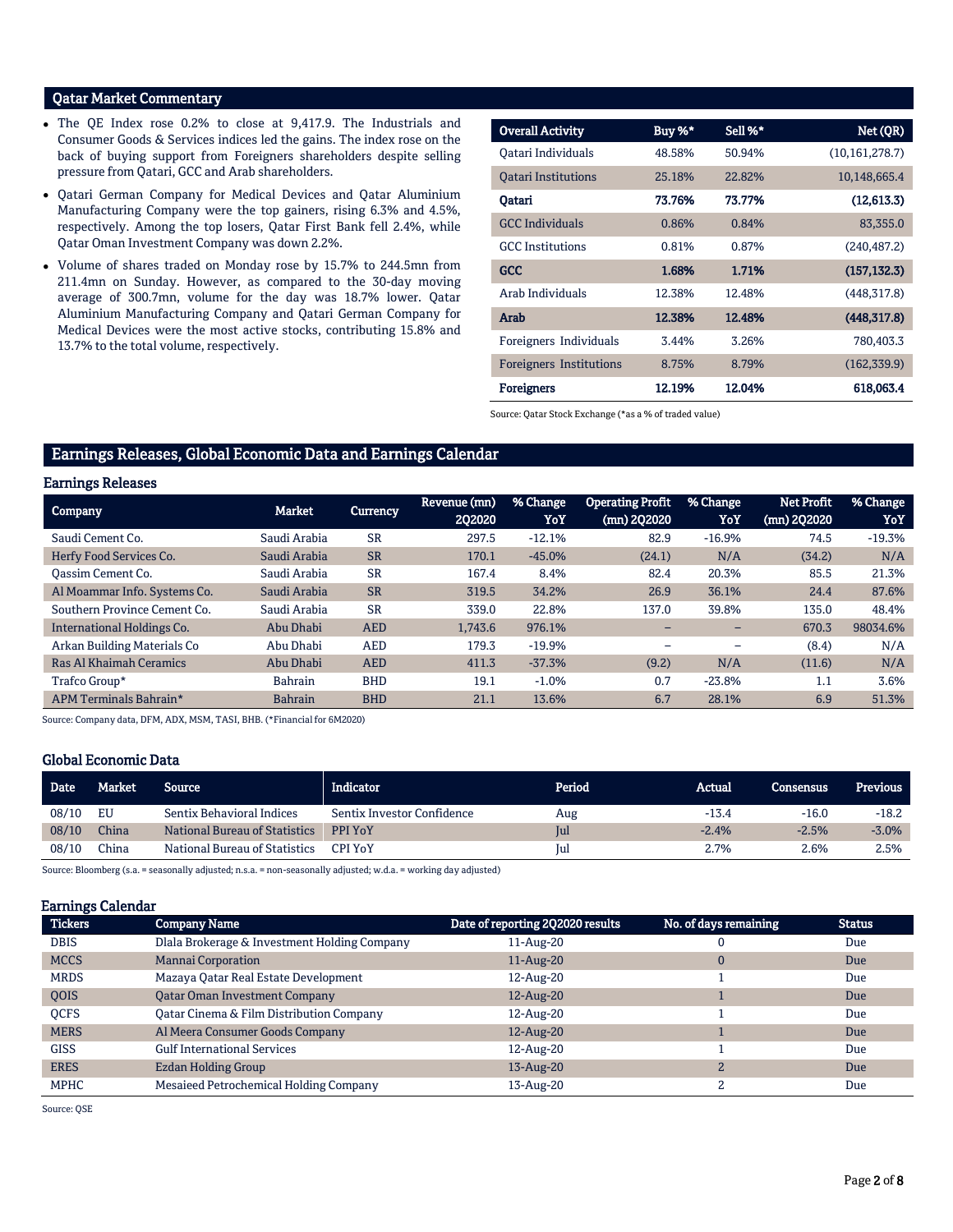## Qatar Market Commentary

- The QE Index rose 0.2% to close at 9,417.9. The Industrials and Consumer Goods & Services indices led the gains. The index rose on the back of buying support from Foreigners shareholders despite selling pressure from Qatari, GCC and Arab shareholders.
- Qatari German Company for Medical Devices and Qatar Aluminium Manufacturing Company were the top gainers, rising 6.3% and 4.5%, respectively. Among the top losers, Qatar First Bank fell 2.4%, while Qatar Oman Investment Company was down 2.2%.
- Volume of shares traded on Monday rose by 15.7% to 244.5mn from 211.4mn on Sunday. However, as compared to the 30-day moving average of 300.7mn, volume for the day was 18.7% lower. Qatar Aluminium Manufacturing Company and Qatari German Company for Medical Devices were the most active stocks, contributing 15.8% and 13.7% to the total volume, respectively.

| Overall Activity | Buy %* | Sell %* | Net (QR) |
|---|---|---|---|
| Qatari Individuals | 48.58% | 50.94% | (10,161,278.7) |
| Qatari Institutions | 25.18% | 22.82% | 10,148,665.4 |
| **Qatari** | **73.76%** | **73.77%** | **(12,613.3)** |
| GCC Individuals | 0.86% | 0.84% | 83,355.0 |
| GCC Institutions | 0.81% | 0.87% | (240,487.2) |
| **GCC** | **1.68%** | **1.71%** | **(157,132.3)** |
| Arab Individuals | 12.38% | 12.48% | (448,317.8) |
| **Arab** | **12.38%** | **12.48%** | **(448,317.8)** |
| Foreigners Individuals | 3.44% | 3.26% | 780,403.3 |
| Foreigners Institutions | 8.75% | 8.79% | (162,339.9) |
| **Foreigners** | **12.19%** | **12.04%** | **618,063.4** |

Source: Qatar Stock Exchange (*as a % of traded value)

## Earnings Releases, Global Economic Data and Earnings Calendar

### Earnings Releases

| Company | Market | Currency | Revenue (mn) 2Q2020 | % Change YoY | Operating Profit (mn) 2Q2020 | % Change YoY | Net Profit (mn) 2Q2020 | % Change YoY |
|---|---|---|---|---|---|---|---|---|
| Saudi Cement Co. | Saudi Arabia | SR | 297.5 | -12.1% | 82.9 | -16.9% | 74.5 | -19.3% |
| Herfy Food Services Co. | Saudi Arabia | SR | 170.1 | -45.0% | (24.1) | N/A | (34.2) | N/A |
| Qassim Cement Co. | Saudi Arabia | SR | 167.4 | 8.4% | 82.4 | 20.3% | 85.5 | 21.3% |
| Al Moammar Info. Systems Co. | Saudi Arabia | SR | 319.5 | 34.2% | 26.9 | 36.1% | 24.4 | 87.6% |
| Southern Province Cement Co. | Saudi Arabia | SR | 339.0 | 22.8% | 137.0 | 39.8% | 135.0 | 48.4% |
| International Holdings Co. | Abu Dhabi | AED | 1,743.6 | 976.1% | – | – | 670.3 | 98034.6% |
| Arkan Building Materials Co | Abu Dhabi | AED | 179.3 | -19.9% | – | – | (8.4) | N/A |
| Ras Al Khaimah Ceramics | Abu Dhabi | AED | 411.3 | -37.3% | (9.2) | N/A | (11.6) | N/A |
| Trafco Group* | Bahrain | BHD | 19.1 | -1.0% | 0.7 | -23.8% | 1.1 | 3.6% |
| APM Terminals Bahrain* | Bahrain | BHD | 21.1 | 13.6% | 6.7 | 28.1% | 6.9 | 51.3% |

Source: Company data, DFM, ADX, MSM, TASI, BHB. (*Financial for 6M2020)

### Global Economic Data

| Date | Market | Source | Indicator | Period | Actual | Consensus | Previous |
|---|---|---|---|---|---|---|---|
| 08/10 | EU | Sentix Behavioral Indices | Sentix Investor Confidence | Aug | -13.4 | -16.0 | -18.2 |
| 08/10 | China | National Bureau of Statistics | PPI YoY | Jul | -2.4% | -2.5% | -3.0% |
| 08/10 | China | National Bureau of Statistics | CPI YoY | Jul | 2.7% | 2.6% | 2.5% |

Source: Bloomberg (s.a. = seasonally adjusted; n.s.a. = non-seasonally adjusted; w.d.a. = working day adjusted)

### Earnings Calendar

| Tickers | Company Name | Date of reporting 2Q2020 results | No. of days remaining | Status |
|---|---|---|---|---|
| DBIS | Dlala Brokerage & Investment Holding Company | 11-Aug-20 | 0 | Due |
| MCCS | Mannai Corporation | 11-Aug-20 | 0 | Due |
| MRDS | Mazaya Qatar Real Estate Development | 12-Aug-20 | 1 | Due |
| QOIS | Qatar Oman Investment Company | 12-Aug-20 | 1 | Due |
| QCFS | Qatar Cinema & Film Distribution Company | 12-Aug-20 | 1 | Due |
| MERS | Al Meera Consumer Goods Company | 12-Aug-20 | 1 | Due |
| GISS | Gulf International Services | 12-Aug-20 | 1 | Due |
| ERES | Ezdan Holding Group | 13-Aug-20 | 2 | Due |
| MPHC | Mesaieed Petrochemical Holding Company | 13-Aug-20 | 2 | Due |

Source: QSE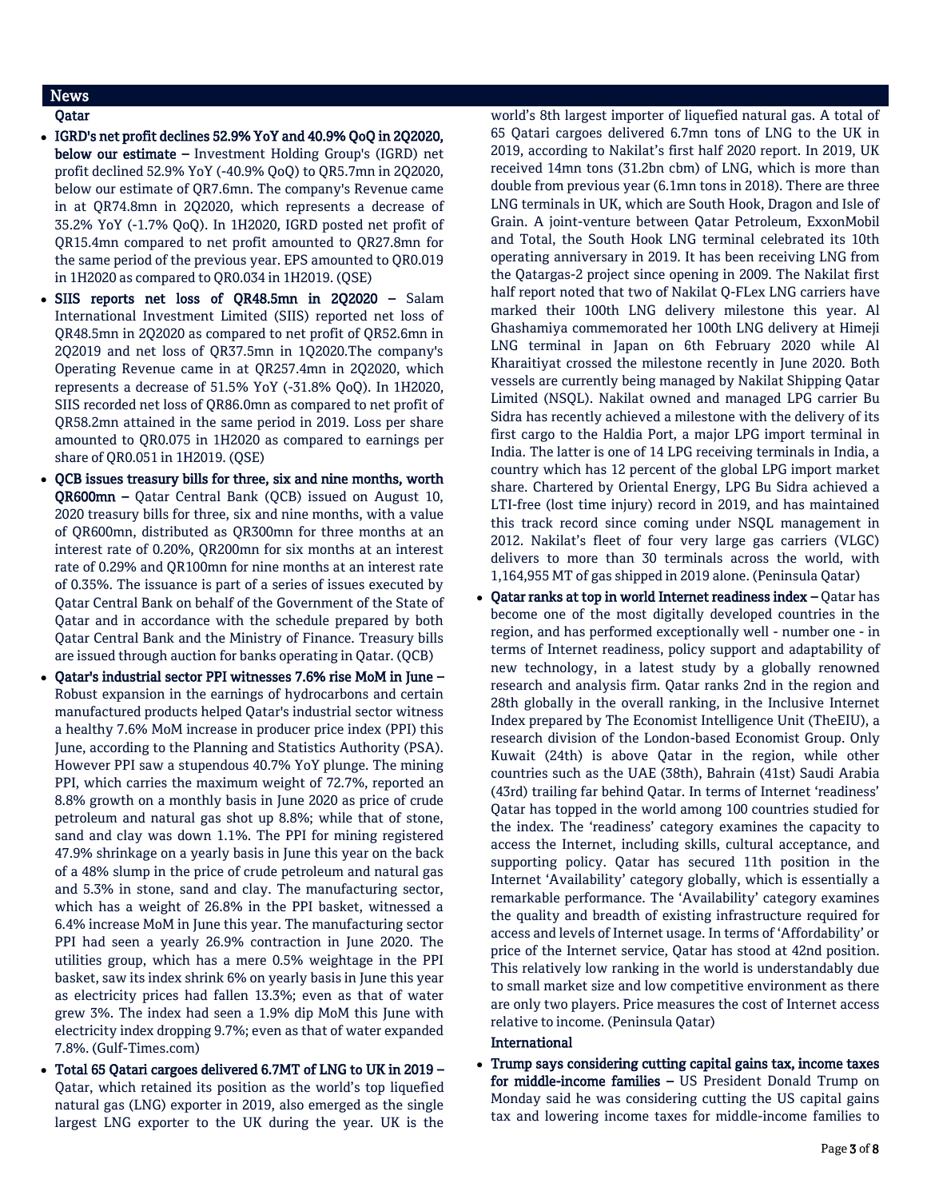## News

### Qatar

- **IGRD's net profit declines 52.9% YoY and 40.9% QoQ in 2Q2020, below our estimate –** Investment Holding Group's (IGRD) net profit declined 52.9% YoY (-40.9% QoQ) to QR5.7mn in 2Q2020, below our estimate of QR7.6mn. The company's Revenue came in at QR74.8mn in 2Q2020, which represents a decrease of 35.2% YoY (-1.7% QoQ). In 1H2020, IGRD posted net profit of QR15.4mn compared to net profit amounted to QR27.8mn for the same period of the previous year. EPS amounted to QR0.019 in 1H2020 as compared to QR0.034 in 1H2019. (QSE)
- **SIIS reports net loss of QR48.5mn in 2Q2020 –** Salam International Investment Limited (SIIS) reported net loss of QR48.5mn in 2Q2020 as compared to net profit of QR52.6mn in 2Q2019 and net loss of QR37.5mn in 1Q2020.The company's Operating Revenue came in at QR257.4mn in 2Q2020, which represents a decrease of 51.5% YoY (-31.8% QoQ). In 1H2020, SIIS recorded net loss of QR86.0mn as compared to net profit of QR58.2mn attained in the same period in 2019. Loss per share amounted to QR0.075 in 1H2020 as compared to earnings per share of QR0.051 in 1H2019. (QSE)
- **QCB issues treasury bills for three, six and nine months, worth QR600mn –** Qatar Central Bank (QCB) issued on August 10, 2020 treasury bills for three, six and nine months, with a value of QR600mn, distributed as QR300mn for three months at an interest rate of 0.20%, QR200mn for six months at an interest rate of 0.29% and QR100mn for nine months at an interest rate of 0.35%. The issuance is part of a series of issues executed by Qatar Central Bank on behalf of the Government of the State of Qatar and in accordance with the schedule prepared by both Qatar Central Bank and the Ministry of Finance. Treasury bills are issued through auction for banks operating in Qatar. (QCB)
- **Qatar's industrial sector PPI witnesses 7.6% rise MoM in June –** Robust expansion in the earnings of hydrocarbons and certain manufactured products helped Qatar's industrial sector witness a healthy 7.6% MoM increase in producer price index (PPI) this June, according to the Planning and Statistics Authority (PSA). However PPI saw a stupendous 40.7% YoY plunge. The mining PPI, which carries the maximum weight of 72.7%, reported an 8.8% growth on a monthly basis in June 2020 as price of crude petroleum and natural gas shot up 8.8%; while that of stone, sand and clay was down 1.1%. The PPI for mining registered 47.9% shrinkage on a yearly basis in June this year on the back of a 48% slump in the price of crude petroleum and natural gas and 5.3% in stone, sand and clay. The manufacturing sector, which has a weight of 26.8% in the PPI basket, witnessed a 6.4% increase MoM in June this year. The manufacturing sector PPI had seen a yearly 26.9% contraction in June 2020. The utilities group, which has a mere 0.5% weightage in the PPI basket, saw its index shrink 6% on yearly basis in June this year as electricity prices had fallen 13.3%; even as that of water grew 3%. The index had seen a 1.9% dip MoM this June with electricity index dropping 9.7%; even as that of water expanded 7.8%. (Gulf-Times.com)
- **Total 65 Qatari cargoes delivered 6.7MT of LNG to UK in 2019 –** Qatar, which retained its position as the world's top liquefied natural gas (LNG) exporter in 2019, also emerged as the single largest LNG exporter to the UK during the year. UK is the world's 8th largest importer of liquefied natural gas. A total of 65 Qatari cargoes delivered 6.7mn tons of LNG to the UK in 2019, according to Nakilat's first half 2020 report. In 2019, UK received 14mn tons (31.2bn cbm) of LNG, which is more than double from previous year (6.1mn tons in 2018). There are three LNG terminals in UK, which are South Hook, Dragon and Isle of Grain. A joint-venture between Qatar Petroleum, ExxonMobil and Total, the South Hook LNG terminal celebrated its 10th operating anniversary in 2019. It has been receiving LNG from the Qatargas-2 project since opening in 2009. The Nakilat first half report noted that two of Nakilat Q-FLex LNG carriers have marked their 100th LNG delivery milestone this year. Al Ghashamiya commemorated her 100th LNG delivery at Himeji LNG terminal in Japan on 6th February 2020 while Al Kharaitiyat crossed the milestone recently in June 2020. Both vessels are currently being managed by Nakilat Shipping Qatar Limited (NSQL). Nakilat owned and managed LPG carrier Bu Sidra has recently achieved a milestone with the delivery of its first cargo to the Haldia Port, a major LPG import terminal in India. The latter is one of 14 LPG receiving terminals in India, a country which has 12 percent of the global LPG import market share. Chartered by Oriental Energy, LPG Bu Sidra achieved a LTI-free (lost time injury) record in 2019, and has maintained this track record since coming under NSQL management in 2012. Nakilat's fleet of four very large gas carriers (VLGC) delivers to more than 30 terminals across the world, with 1,164,955 MT of gas shipped in 2019 alone. (Peninsula Qatar)
- **Qatar ranks at top in world Internet readiness index –** Qatar has become one of the most digitally developed countries in the region, and has performed exceptionally well - number one - in terms of Internet readiness, policy support and adaptability of new technology, in a latest study by a globally renowned research and analysis firm. Qatar ranks 2nd in the region and 28th globally in the overall ranking, in the Inclusive Internet Index prepared by The Economist Intelligence Unit (TheEIU), a research division of the London-based Economist Group. Only Kuwait (24th) is above Qatar in the region, while other countries such as the UAE (38th), Bahrain (41st) Saudi Arabia (43rd) trailing far behind Qatar. In terms of Internet 'readiness' Qatar has topped in the world among 100 countries studied for the index. The 'readiness' category examines the capacity to access the Internet, including skills, cultural acceptance, and supporting policy. Qatar has secured 11th position in the Internet 'Availability' category globally, which is essentially a remarkable performance. The 'Availability' category examines the quality and breadth of existing infrastructure required for access and levels of Internet usage. In terms of 'Affordability' or price of the Internet service, Qatar has stood at 42nd position. This relatively low ranking in the world is understandably due to small market size and low competitive environment as there are only two players. Price measures the cost of Internet access relative to income. (Peninsula Qatar)

### International

- **Trump says considering cutting capital gains tax, income taxes for middle-income families –** US President Donald Trump on Monday said he was considering cutting the US capital gains tax and lowering income taxes for middle-income families to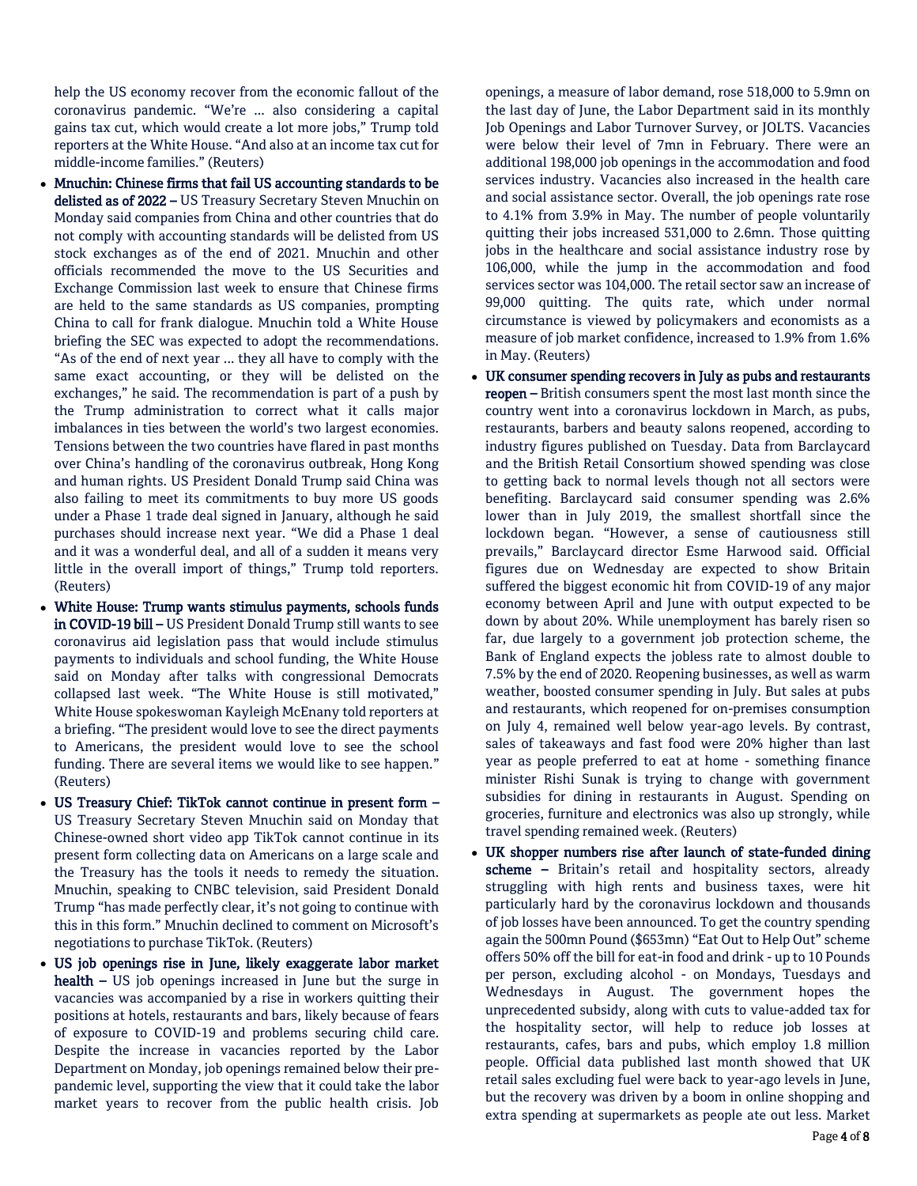help the US economy recover from the economic fallout of the coronavirus pandemic. "We're … also considering a capital gains tax cut, which would create a lot more jobs," Trump told reporters at the White House. "And also at an income tax cut for middle-income families." (Reuters)

- **Mnuchin: Chinese firms that fail US accounting standards to be delisted as of 2022 –** US Treasury Secretary Steven Mnuchin on Monday said companies from China and other countries that do not comply with accounting standards will be delisted from US stock exchanges as of the end of 2021. Mnuchin and other officials recommended the move to the US Securities and Exchange Commission last week to ensure that Chinese firms are held to the same standards as US companies, prompting China to call for frank dialogue. Mnuchin told a White House briefing the SEC was expected to adopt the recommendations. "As of the end of next year … they all have to comply with the same exact accounting, or they will be delisted on the exchanges," he said. The recommendation is part of a push by the Trump administration to correct what it calls major imbalances in ties between the world's two largest economies. Tensions between the two countries have flared in past months over China's handling of the coronavirus outbreak, Hong Kong and human rights. US President Donald Trump said China was also failing to meet its commitments to buy more US goods under a Phase 1 trade deal signed in January, although he said purchases should increase next year. "We did a Phase 1 deal and it was a wonderful deal, and all of a sudden it means very little in the overall import of things," Trump told reporters. (Reuters)
- **White House: Trump wants stimulus payments, schools funds in COVID-19 bill –** US President Donald Trump still wants to see coronavirus aid legislation pass that would include stimulus payments to individuals and school funding, the White House said on Monday after talks with congressional Democrats collapsed last week. "The White House is still motivated," White House spokeswoman Kayleigh McEnany told reporters at a briefing. "The president would love to see the direct payments to Americans, the president would love to see the school funding. There are several items we would like to see happen." (Reuters)
- **US Treasury Chief: TikTok cannot continue in present form –** US Treasury Secretary Steven Mnuchin said on Monday that Chinese-owned short video app TikTok cannot continue in its present form collecting data on Americans on a large scale and the Treasury has the tools it needs to remedy the situation. Mnuchin, speaking to CNBC television, said President Donald Trump "has made perfectly clear, it's not going to continue with this in this form." Mnuchin declined to comment on Microsoft's negotiations to purchase TikTok. (Reuters)
- **US job openings rise in June, likely exaggerate labor market health –** US job openings increased in June but the surge in vacancies was accompanied by a rise in workers quitting their positions at hotels, restaurants and bars, likely because of fears of exposure to COVID-19 and problems securing child care. Despite the increase in vacancies reported by the Labor Department on Monday, job openings remained below their pre-pandemic level, supporting the view that it could take the labor market years to recover from the public health crisis. Job openings, a measure of labor demand, rose 518,000 to 5.9mn on the last day of June, the Labor Department said in its monthly Job Openings and Labor Turnover Survey, or JOLTS. Vacancies were below their level of 7mn in February. There were an additional 198,000 job openings in the accommodation and food services industry. Vacancies also increased in the health care and social assistance sector. Overall, the job openings rate rose to 4.1% from 3.9% in May. The number of people voluntarily quitting their jobs increased 531,000 to 2.6mn. Those quitting jobs in the healthcare and social assistance industry rose by 106,000, while the jump in the accommodation and food services sector was 104,000. The retail sector saw an increase of 99,000 quitting. The quits rate, which under normal circumstance is viewed by policymakers and economists as a measure of job market confidence, increased to 1.9% from 1.6% in May. (Reuters)
- **UK consumer spending recovers in July as pubs and restaurants reopen –** British consumers spent the most last month since the country went into a coronavirus lockdown in March, as pubs, restaurants, barbers and beauty salons reopened, according to industry figures published on Tuesday. Data from Barclaycard and the British Retail Consortium showed spending was close to getting back to normal levels though not all sectors were benefiting. Barclaycard said consumer spending was 2.6% lower than in July 2019, the smallest shortfall since the lockdown began. "However, a sense of cautiousness still prevails," Barclaycard director Esme Harwood said. Official figures due on Wednesday are expected to show Britain suffered the biggest economic hit from COVID-19 of any major economy between April and June with output expected to be down by about 20%. While unemployment has barely risen so far, due largely to a government job protection scheme, the Bank of England expects the jobless rate to almost double to 7.5% by the end of 2020. Reopening businesses, as well as warm weather, boosted consumer spending in July. But sales at pubs and restaurants, which reopened for on-premises consumption on July 4, remained well below year-ago levels. By contrast, sales of takeaways and fast food were 20% higher than last year as people preferred to eat at home - something finance minister Rishi Sunak is trying to change with government subsidies for dining in restaurants in August. Spending on groceries, furniture and electronics was also up strongly, while travel spending remained week. (Reuters)
- **UK shopper numbers rise after launch of state-funded dining scheme –** Britain's retail and hospitality sectors, already struggling with high rents and business taxes, were hit particularly hard by the coronavirus lockdown and thousands of job losses have been announced. To get the country spending again the 500mn Pound ($653mn) "Eat Out to Help Out" scheme offers 50% off the bill for eat-in food and drink - up to 10 Pounds per person, excluding alcohol - on Mondays, Tuesdays and Wednesdays in August. The government hopes the unprecedented subsidy, along with cuts to value-added tax for the hospitality sector, will help to reduce job losses at restaurants, cafes, bars and pubs, which employ 1.8 million people. Official data published last month showed that UK retail sales excluding fuel were back to year-ago levels in June, but the recovery was driven by a boom in online shopping and extra spending at supermarkets as people ate out less. Market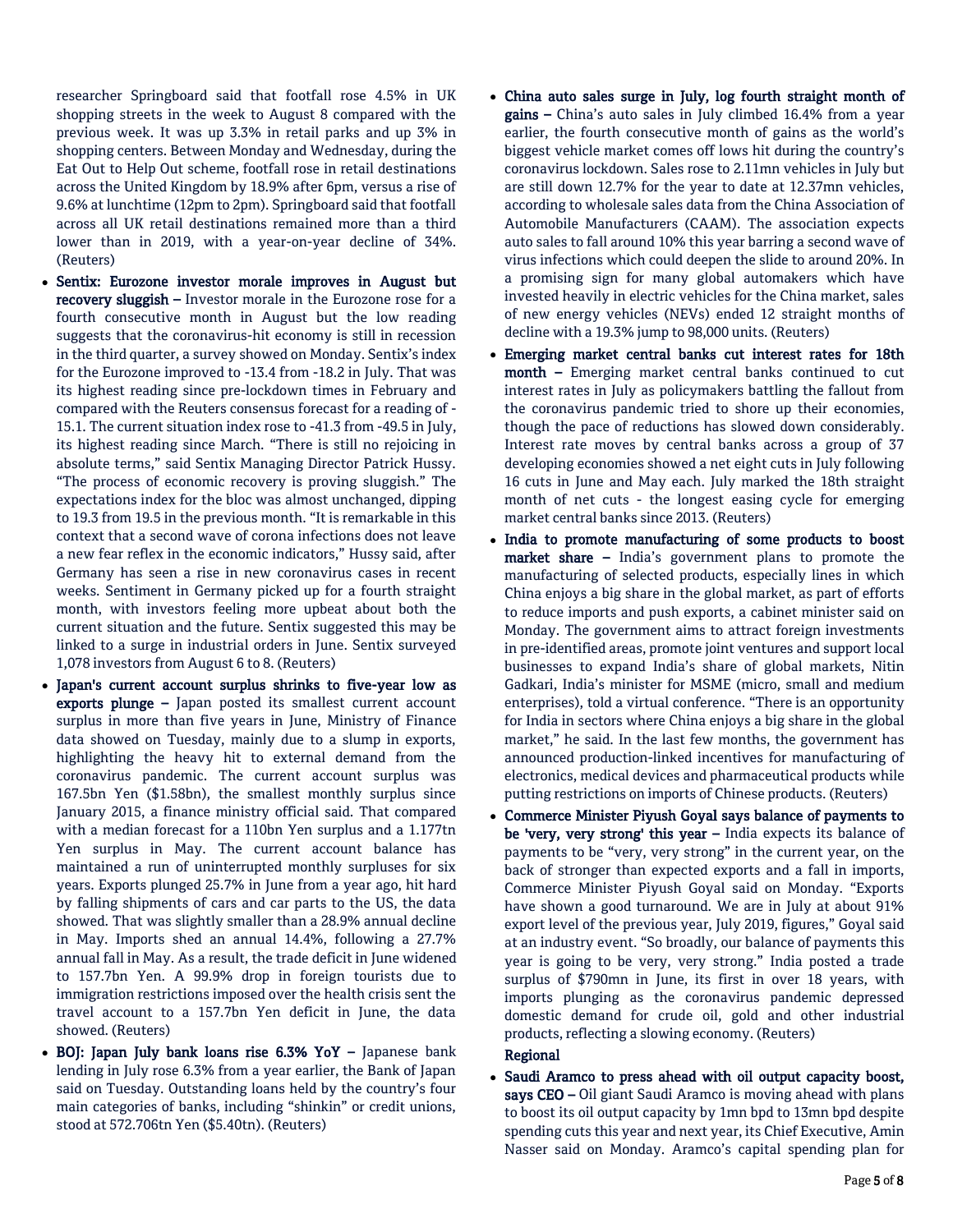researcher Springboard said that footfall rose 4.5% in UK shopping streets in the week to August 8 compared with the previous week. It was up 3.3% in retail parks and up 3% in shopping centers. Between Monday and Wednesday, during the Eat Out to Help Out scheme, footfall rose in retail destinations across the United Kingdom by 18.9% after 6pm, versus a rise of 9.6% at lunchtime (12pm to 2pm). Springboard said that footfall across all UK retail destinations remained more than a third lower than in 2019, with a year-on-year decline of 34%. (Reuters)

- **Sentix: Eurozone investor morale improves in August but recovery sluggish –** Investor morale in the Eurozone rose for a fourth consecutive month in August but the low reading suggests that the coronavirus-hit economy is still in recession in the third quarter, a survey showed on Monday. Sentix's index for the Eurozone improved to -13.4 from -18.2 in July. That was its highest reading since pre-lockdown times in February and compared with the Reuters consensus forecast for a reading of -15.1. The current situation index rose to -41.3 from -49.5 in July, its highest reading since March. "There is still no rejoicing in absolute terms," said Sentix Managing Director Patrick Hussy. "The process of economic recovery is proving sluggish." The expectations index for the bloc was almost unchanged, dipping to 19.3 from 19.5 in the previous month. "It is remarkable in this context that a second wave of corona infections does not leave a new fear reflex in the economic indicators," Hussy said, after Germany has seen a rise in new coronavirus cases in recent weeks. Sentiment in Germany picked up for a fourth straight month, with investors feeling more upbeat about both the current situation and the future. Sentix suggested this may be linked to a surge in industrial orders in June. Sentix surveyed 1,078 investors from August 6 to 8. (Reuters)
- **Japan's current account surplus shrinks to five-year low as exports plunge –** Japan posted its smallest current account surplus in more than five years in June, Ministry of Finance data showed on Tuesday, mainly due to a slump in exports, highlighting the heavy hit to external demand from the coronavirus pandemic. The current account surplus was 167.5bn Yen ($1.58bn), the smallest monthly surplus since January 2015, a finance ministry official said. That compared with a median forecast for a 110bn Yen surplus and a 1.177tn Yen surplus in May. The current account balance has maintained a run of uninterrupted monthly surpluses for six years. Exports plunged 25.7% in June from a year ago, hit hard by falling shipments of cars and car parts to the US, the data showed. That was slightly smaller than a 28.9% annual decline in May. Imports shed an annual 14.4%, following a 27.7% annual fall in May. As a result, the trade deficit in June widened to 157.7bn Yen. A 99.9% drop in foreign tourists due to immigration restrictions imposed over the health crisis sent the travel account to a 157.7bn Yen deficit in June, the data showed. (Reuters)
- **BOJ: Japan July bank loans rise 6.3% YoY –** Japanese bank lending in July rose 6.3% from a year earlier, the Bank of Japan said on Tuesday. Outstanding loans held by the country's four main categories of banks, including "shinkin" or credit unions, stood at 572.706tn Yen ($5.40tn). (Reuters)
- **China auto sales surge in July, log fourth straight month of gains –** China's auto sales in July climbed 16.4% from a year earlier, the fourth consecutive month of gains as the world's biggest vehicle market comes off lows hit during the country's coronavirus lockdown. Sales rose to 2.11mn vehicles in July but are still down 12.7% for the year to date at 12.37mn vehicles, according to wholesale sales data from the China Association of Automobile Manufacturers (CAAM). The association expects auto sales to fall around 10% this year barring a second wave of virus infections which could deepen the slide to around 20%. In a promising sign for many global automakers which have invested heavily in electric vehicles for the China market, sales of new energy vehicles (NEVs) ended 12 straight months of decline with a 19.3% jump to 98,000 units. (Reuters)
- **Emerging market central banks cut interest rates for 18th month –** Emerging market central banks continued to cut interest rates in July as policymakers battling the fallout from the coronavirus pandemic tried to shore up their economies, though the pace of reductions has slowed down considerably. Interest rate moves by central banks across a group of 37 developing economies showed a net eight cuts in July following 16 cuts in June and May each. July marked the 18th straight month of net cuts - the longest easing cycle for emerging market central banks since 2013. (Reuters)
- **India to promote manufacturing of some products to boost market share –** India's government plans to promote the manufacturing of selected products, especially lines in which China enjoys a big share in the global market, as part of efforts to reduce imports and push exports, a cabinet minister said on Monday. The government aims to attract foreign investments in pre-identified areas, promote joint ventures and support local businesses to expand India's share of global markets, Nitin Gadkari, India's minister for MSME (micro, small and medium enterprises), told a virtual conference. "There is an opportunity for India in sectors where China enjoys a big share in the global market," he said. In the last few months, the government has announced production-linked incentives for manufacturing of electronics, medical devices and pharmaceutical products while putting restrictions on imports of Chinese products. (Reuters)
- **Commerce Minister Piyush Goyal says balance of payments to be 'very, very strong' this year –** India expects its balance of payments to be "very, very strong" in the current year, on the back of stronger than expected exports and a fall in imports, Commerce Minister Piyush Goyal said on Monday. "Exports have shown a good turnaround. We are in July at about 91% export level of the previous year, July 2019, figures," Goyal said at an industry event. "So broadly, our balance of payments this year is going to be very, very strong." India posted a trade surplus of $790mn in June, its first in over 18 years, with imports plunging as the coronavirus pandemic depressed domestic demand for crude oil, gold and other industrial products, reflecting a slowing economy. (Reuters)

**Regional**

- **Saudi Aramco to press ahead with oil output capacity boost, says CEO –** Oil giant Saudi Aramco is moving ahead with plans to boost its oil output capacity by 1mn bpd to 13mn bpd despite spending cuts this year and next year, its Chief Executive, Amin Nasser said on Monday. Aramco's capital spending plan for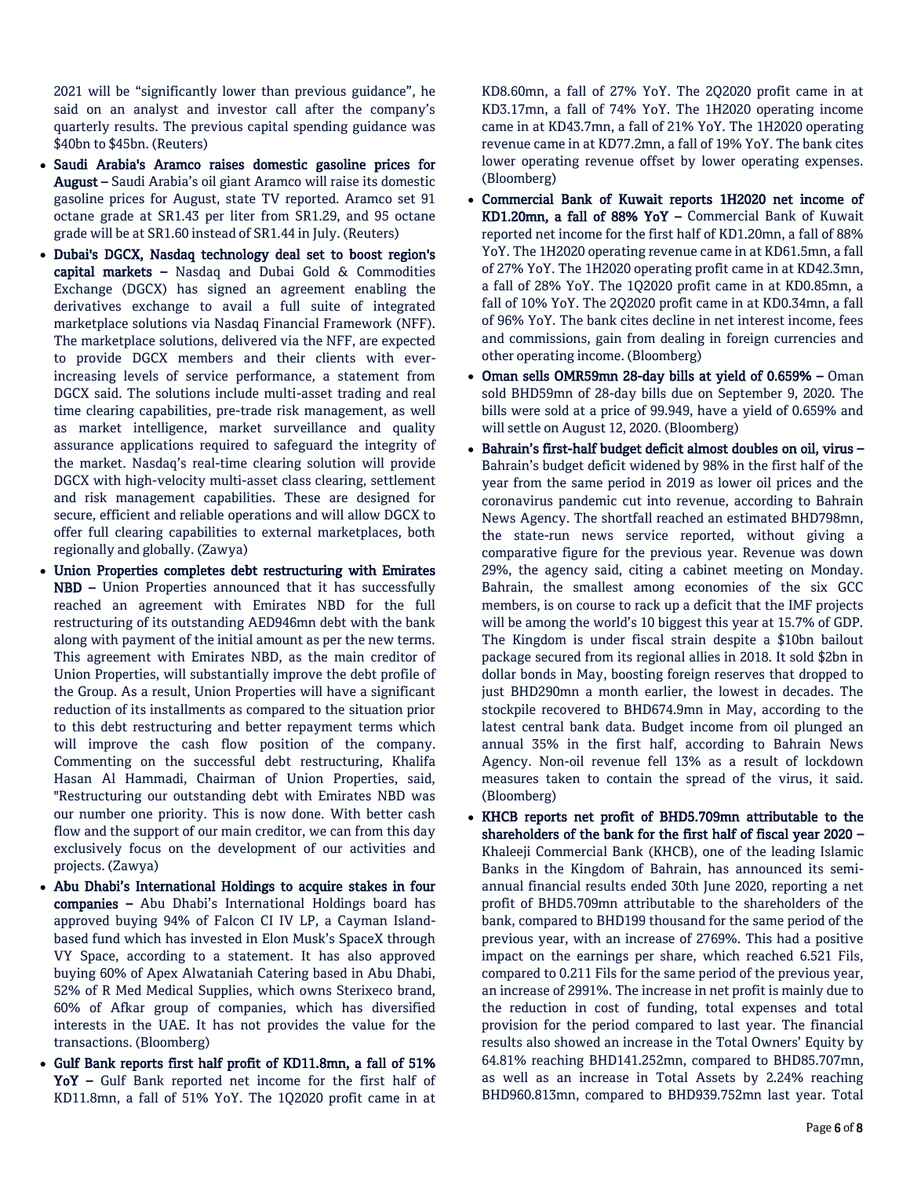2021 will be "significantly lower than previous guidance", he said on an analyst and investor call after the company's quarterly results. The previous capital spending guidance was $40bn to $45bn. (Reuters)

- **Saudi Arabia's Aramco raises domestic gasoline prices for August –** Saudi Arabia's oil giant Aramco will raise its domestic gasoline prices for August, state TV reported. Aramco set 91 octane grade at SR1.43 per liter from SR1.29, and 95 octane grade will be at SR1.60 instead of SR1.44 in July. (Reuters)
- **Dubai's DGCX, Nasdaq technology deal set to boost region's capital markets –** Nasdaq and Dubai Gold & Commodities Exchange (DGCX) has signed an agreement enabling the derivatives exchange to avail a full suite of integrated marketplace solutions via Nasdaq Financial Framework (NFF). The marketplace solutions, delivered via the NFF, are expected to provide DGCX members and their clients with ever-increasing levels of service performance, a statement from DGCX said. The solutions include multi-asset trading and real time clearing capabilities, pre-trade risk management, as well as market intelligence, market surveillance and quality assurance applications required to safeguard the integrity of the market. Nasdaq's real-time clearing solution will provide DGCX with high-velocity multi-asset class clearing, settlement and risk management capabilities. These are designed for secure, efficient and reliable operations and will allow DGCX to offer full clearing capabilities to external marketplaces, both regionally and globally. (Zawya)
- **Union Properties completes debt restructuring with Emirates NBD –** Union Properties announced that it has successfully reached an agreement with Emirates NBD for the full restructuring of its outstanding AED946mn debt with the bank along with payment of the initial amount as per the new terms. This agreement with Emirates NBD, as the main creditor of Union Properties, will substantially improve the debt profile of the Group. As a result, Union Properties will have a significant reduction of its installments as compared to the situation prior to this debt restructuring and better repayment terms which will improve the cash flow position of the company. Commenting on the successful debt restructuring, Khalifa Hasan Al Hammadi, Chairman of Union Properties, said, "Restructuring our outstanding debt with Emirates NBD was our number one priority. This is now done. With better cash flow and the support of our main creditor, we can from this day exclusively focus on the development of our activities and projects. (Zawya)
- **Abu Dhabi's International Holdings to acquire stakes in four companies –** Abu Dhabi's International Holdings board has approved buying 94% of Falcon CI IV LP, a Cayman Island-based fund which has invested in Elon Musk's SpaceX through VY Space, according to a statement. It has also approved buying 60% of Apex Alwataniah Catering based in Abu Dhabi, 52% of R Med Medical Supplies, which owns Sterixeco brand, 60% of Afkar group of companies, which has diversified interests in the UAE. It has not provides the value for the transactions. (Bloomberg)
- **Gulf Bank reports first half profit of KD11.8mn, a fall of 51% YoY –** Gulf Bank reported net income for the first half of KD11.8mn, a fall of 51% YoY. The 1Q2020 profit came in at KD8.60mn, a fall of 27% YoY. The 2Q2020 profit came in at KD3.17mn, a fall of 74% YoY. The 1H2020 operating income came in at KD43.7mn, a fall of 21% YoY. The 1H2020 operating revenue came in at KD77.2mn, a fall of 19% YoY. The bank cites lower operating revenue offset by lower operating expenses. (Bloomberg)
- **Commercial Bank of Kuwait reports 1H2020 net income of KD1.20mn, a fall of 88% YoY –** Commercial Bank of Kuwait reported net income for the first half of KD1.20mn, a fall of 88% YoY. The 1H2020 operating revenue came in at KD61.5mn, a fall of 27% YoY. The 1H2020 operating profit came in at KD42.3mn, a fall of 28% YoY. The 1Q2020 profit came in at KD0.85mn, a fall of 10% YoY. The 2Q2020 profit came in at KD0.34mn, a fall of 96% YoY. The bank cites decline in net interest income, fees and commissions, gain from dealing in foreign currencies and other operating income. (Bloomberg)
- **Oman sells OMR59mn 28-day bills at yield of 0.659% –** Oman sold BHD59mn of 28-day bills due on September 9, 2020. The bills were sold at a price of 99.949, have a yield of 0.659% and will settle on August 12, 2020. (Bloomberg)
- **Bahrain's first-half budget deficit almost doubles on oil, virus –** Bahrain's budget deficit widened by 98% in the first half of the year from the same period in 2019 as lower oil prices and the coronavirus pandemic cut into revenue, according to Bahrain News Agency. The shortfall reached an estimated BHD798mn, the state-run news service reported, without giving a comparative figure for the previous year. Revenue was down 29%, the agency said, citing a cabinet meeting on Monday. Bahrain, the smallest among economies of the six GCC members, is on course to rack up a deficit that the IMF projects will be among the world's 10 biggest this year at 15.7% of GDP. The Kingdom is under fiscal strain despite a $10bn bailout package secured from its regional allies in 2018. It sold $2bn in dollar bonds in May, boosting foreign reserves that dropped to just BHD290mn a month earlier, the lowest in decades. The stockpile recovered to BHD674.9mn in May, according to the latest central bank data. Budget income from oil plunged an annual 35% in the first half, according to Bahrain News Agency. Non-oil revenue fell 13% as a result of lockdown measures taken to contain the spread of the virus, it said. (Bloomberg)
- **KHCB reports net profit of BHD5.709mn attributable to the shareholders of the bank for the first half of fiscal year 2020 –** Khaleeji Commercial Bank (KHCB), one of the leading Islamic Banks in the Kingdom of Bahrain, has announced its semi-annual financial results ended 30th June 2020, reporting a net profit of BHD5.709mn attributable to the shareholders of the bank, compared to BHD199 thousand for the same period of the previous year, with an increase of 2769%. This had a positive impact on the earnings per share, which reached 6.521 Fils, compared to 0.211 Fils for the same period of the previous year, an increase of 2991%. The increase in net profit is mainly due to the reduction in cost of funding, total expenses and total provision for the period compared to last year. The financial results also showed an increase in the Total Owners' Equity by 64.81% reaching BHD141.252mn, compared to BHD85.707mn, as well as an increase in Total Assets by 2.24% reaching BHD960.813mn, compared to BHD939.752mn last year. Total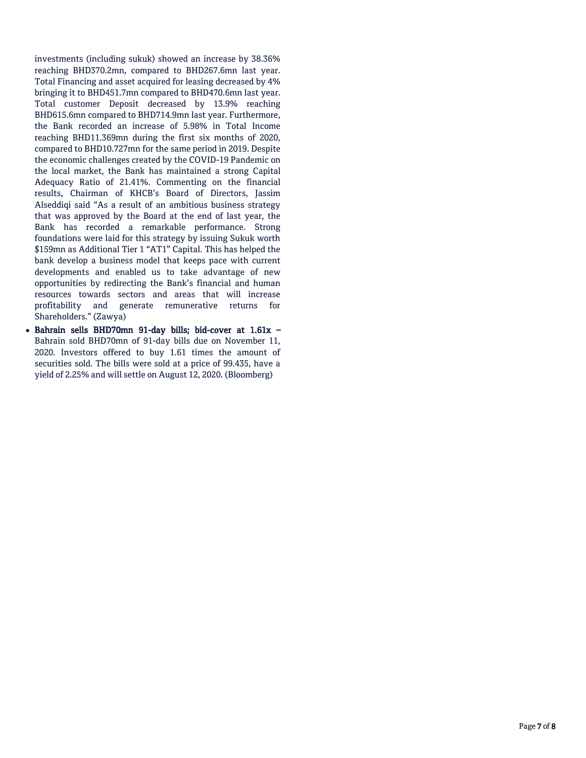investments (including sukuk) showed an increase by 38.36% reaching BHD370.2mn, compared to BHD267.6mn last year. Total Financing and asset acquired for leasing decreased by 4% bringing it to BHD451.7mn compared to BHD470.6mn last year. Total customer Deposit decreased by 13.9% reaching BHD615.6mn compared to BHD714.9mn last year. Furthermore, the Bank recorded an increase of 5.98% in Total Income reaching BHD11.369mn during the first six months of 2020, compared to BHD10.727mn for the same period in 2019. Despite the economic challenges created by the COVID-19 Pandemic on the local market, the Bank has maintained a strong Capital Adequacy Ratio of 21.41%. Commenting on the financial results, Chairman of KHCB's Board of Directors, Jassim Alseddiqi said "As a result of an ambitious business strategy that was approved by the Board at the end of last year, the Bank has recorded a remarkable performance. Strong foundations were laid for this strategy by issuing Sukuk worth $159mn as Additional Tier 1 "AT1" Capital. This has helped the bank develop a business model that keeps pace with current developments and enabled us to take advantage of new opportunities by redirecting the Bank's financial and human resources towards sectors and areas that will increase profitability and generate remunerative returns for Shareholders." (Zawya)

- **Bahrain sells BHD70mn 91-day bills; bid-cover at 1.61x –** Bahrain sold BHD70mn of 91-day bills due on November 11, 2020. Investors offered to buy 1.61 times the amount of securities sold. The bills were sold at a price of 99.435, have a yield of 2.25% and will settle on August 12, 2020. (Bloomberg)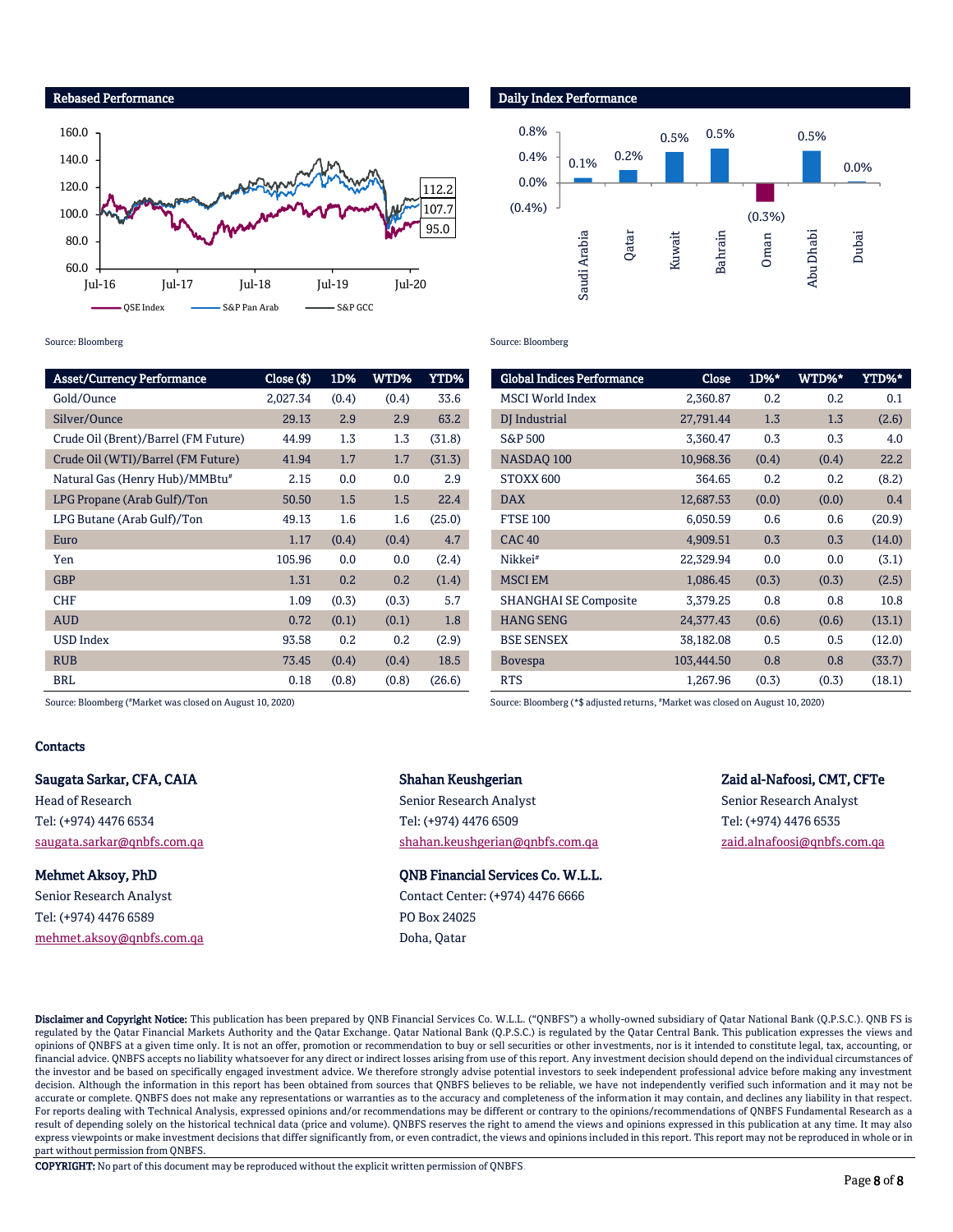## Rebased Performance

160.0
140.0
120.0
100.0
80.0
60.0

Jul-16 Jul-17 Jul-18 Jul-19 Jul-20

112.2
107.7
95.0

QSE Index S&P Pan Arab S&P GCC

Source: Bloomberg

## Daily Index Performance

0.8%
0.4%
0.0%
(0.4%)

Saudi Arabia 0.1%
Qatar 0.2%
Kuwait 0.5%
Bahrain 0.5%
Oman (0.3%)
Abu Dhabi 0.5%
Dubai 0.0%

Source: Bloomberg

| Asset/Currency Performance | Close ($) | 1D% | WTD% | YTD% |
|---|---|---|---|---|
| Gold/Ounce | 2,027.34 | (0.4) | (0.4) | 33.6 |
| Silver/Ounce | 29.13 | 2.9 | 2.9 | 63.2 |
| Crude Oil (Brent)/Barrel (FM Future) | 44.99 | 1.3 | 1.3 | (31.8) |
| Crude Oil (WTI)/Barrel (FM Future) | 41.94 | 1.7 | 1.7 | (31.3) |
| Natural Gas (Henry Hub)/MMBtu# | 2.15 | 0.0 | 0.0 | 2.9 |
| LPG Propane (Arab Gulf)/Ton | 50.50 | 1.5 | 1.5 | 22.4 |
| LPG Butane (Arab Gulf)/Ton | 49.13 | 1.6 | 1.6 | (25.0) |
| Euro | 1.17 | (0.4) | (0.4) | 4.7 |
| Yen | 105.96 | 0.0 | 0.0 | (2.4) |
| GBP | 1.31 | 0.2 | 0.2 | (1.4) |
| CHF | 1.09 | (0.3) | (0.3) | 5.7 |
| AUD | 0.72 | (0.1) | (0.1) | 1.8 |
| USD Index | 93.58 | 0.2 | 0.2 | (2.9) |
| RUB | 73.45 | (0.4) | (0.4) | 18.5 |
| BRL | 0.18 | (0.8) | (0.8) | (26.6) |

Source: Bloomberg (#Market was closed on August 10, 2020)

| Global Indices Performance | Close | 1D%* | WTD%* | YTD%* |
|---|---|---|---|---|
| MSCI World Index | 2,360.87 | 0.2 | 0.2 | 0.1 |
| DJ Industrial | 27,791.44 | 1.3 | 1.3 | (2.6) |
| S&P 500 | 3,360.47 | 0.3 | 0.3 | 4.0 |
| NASDAQ 100 | 10,968.36 | (0.4) | (0.4) | 22.2 |
| STOXX 600 | 364.65 | 0.2 | 0.2 | (8.2) |
| DAX | 12,687.53 | (0.0) | (0.0) | 0.4 |
| FTSE 100 | 6,050.59 | 0.6 | 0.6 | (20.9) |
| CAC 40 | 4,909.51 | 0.3 | 0.3 | (14.0) |
| Nikkei# | 22,329.94 | 0.0 | 0.0 | (3.1) |
| MSCI EM | 1,086.45 | (0.3) | (0.3) | (2.5) |
| SHANGHAI SE Composite | 3,379.25 | 0.8 | 0.8 | 10.8 |
| HANG SENG | 24,377.43 | (0.6) | (0.6) | (13.1) |
| BSE SENSEX | 38,182.08 | 0.5 | 0.5 | (12.0) |
| Bovespa | 103,444.50 | 0.8 | 0.8 | (33.7) |
| RTS | 1,267.96 | (0.3) | (0.3) | (18.1) |

Source: Bloomberg (*$ adjusted returns, #Market was closed on August 10, 2020)

### Contacts

**Saugata Sarkar, CFA, CAIA**
Head of Research
Tel: (+974) 4476 6534
saugata.sarkar@qnbfs.com.qa

**Shahan Keushgerian**
Senior Research Analyst
Tel: (+974) 4476 6509
shahan.keushgerian@qnbfs.com.qa

**Zaid al-Nafoosi, CMT, CFTe**
Senior Research Analyst
Tel: (+974) 4476 6535
zaid.alnafoosi@qnbfs.com.qa

**Mehmet Aksoy, PhD**
Senior Research Analyst
Tel: (+974) 4476 6589
mehmet.aksoy@qnbfs.com.qa

**QNB Financial Services Co. W.L.L.**
Contact Center: (+974) 4476 6666
PO Box 24025
Doha, Qatar

**Disclaimer and Copyright Notice:** This publication has been prepared by QNB Financial Services Co. W.L.L. ("QNBFS") a wholly-owned subsidiary of Qatar National Bank (Q.P.S.C.). QNB FS is regulated by the Qatar Financial Markets Authority and the Qatar Exchange. Qatar National Bank (Q.P.S.C.) is regulated by the Qatar Central Bank. This publication expresses the views and opinions of QNBFS at a given time only. It is not an offer, promotion or recommendation to buy or sell securities or other investments, nor is it intended to constitute legal, tax, accounting, or financial advice. QNBFS accepts no liability whatsoever for any direct or indirect losses arising from use of this report. Any investment decision should depend on the individual circumstances of the investor and be based on specifically engaged investment advice. We therefore strongly advise potential investors to seek independent professional advice before making any investment decision. Although the information in this report has been obtained from sources that QNBFS believes to be reliable, we have not independently verified such information and it may not be accurate or complete. QNBFS does not make any representations or warranties as to the accuracy and completeness of the information it may contain, and declines any liability in that respect. For reports dealing with Technical Analysis, expressed opinions and/or recommendations may be different or contrary to the opinions/recommendations of QNBFS Fundamental Research as a result of depending solely on the historical technical data (price and volume). QNBFS reserves the right to amend the views and opinions expressed in this publication at any time. It may also express viewpoints or make investment decisions that differ significantly from, or even contradict, the views and opinions included in this report. This report may not be reproduced in whole or in part without permission from QNBFS.

**COPYRIGHT:** No part of this document may be reproduced without the explicit permission of QNBFS